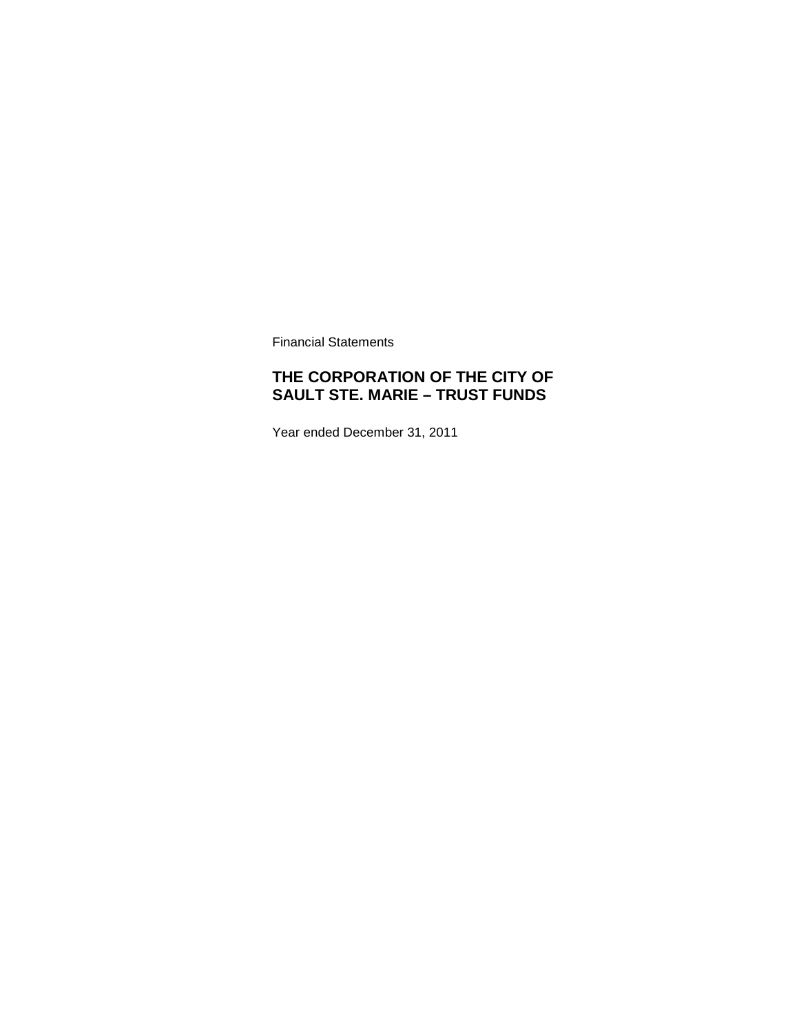Financial Statements

# THE CORPORATION OF THE CITY OF SAULT STE. MARIE – TRUST FUNDS

Year ended December 31, 2011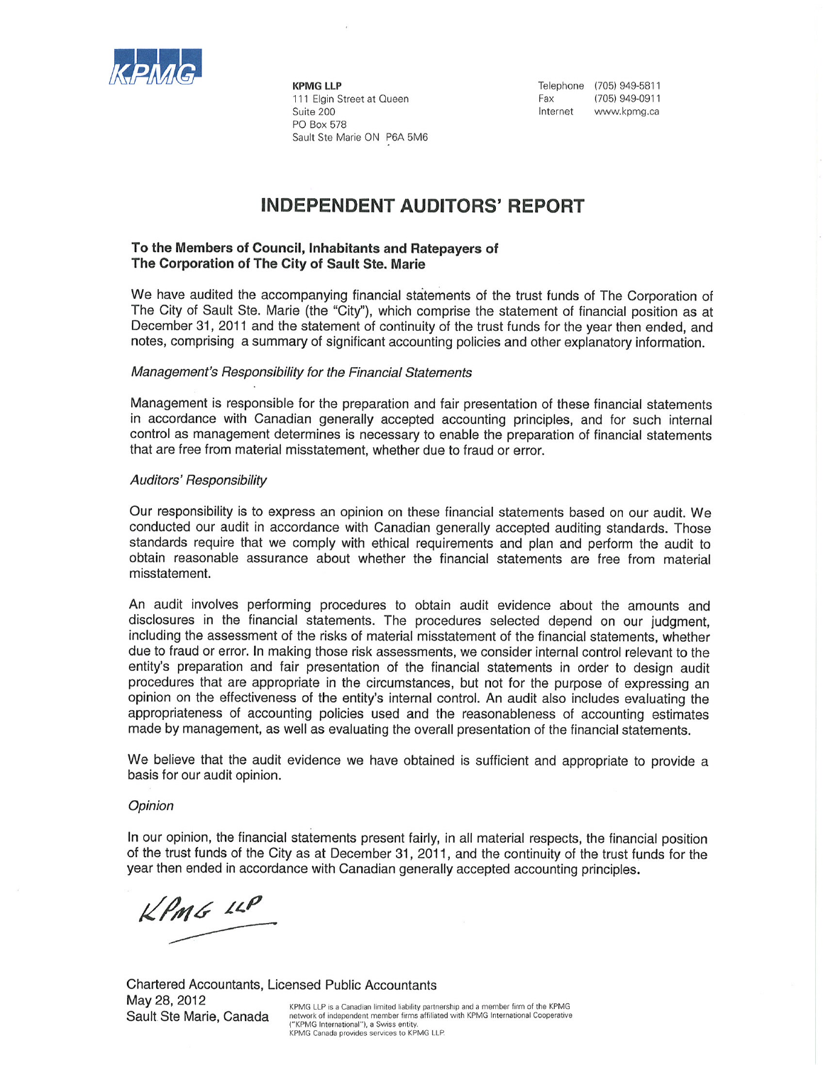KPMG

**KPMG LLP**
111 Elgin Street at Queen
Suite 200
PO Box 578
Sault Ste Marie ON P6A 5M6

Telephone (705) 949-5811
Fax (705) 949-0911
Internet www.kpmg.ca

# INDEPENDENT AUDITORS' REPORT

**To the Members of Council, Inhabitants and Ratepayers of**
**The Corporation of The City of Sault Ste. Marie**

We have audited the accompanying financial statements of the trust funds of The Corporation of The City of Sault Ste. Marie (the "City"), which comprise the statement of financial position as at December 31, 2011 and the statement of continuity of the trust funds for the year then ended, and notes, comprising a summary of significant accounting policies and other explanatory information.

*Management's Responsibility for the Financial Statements*

Management is responsible for the preparation and fair presentation of these financial statements in accordance with Canadian generally accepted accounting principles, and for such internal control as management determines is necessary to enable the preparation of financial statements that are free from material misstatement, whether due to fraud or error.

*Auditors' Responsibility*

Our responsibility is to express an opinion on these financial statements based on our audit. We conducted our audit in accordance with Canadian generally accepted auditing standards. Those standards require that we comply with ethical requirements and plan and perform the audit to obtain reasonable assurance about whether the financial statements are free from material misstatement.

An audit involves performing procedures to obtain audit evidence about the amounts and disclosures in the financial statements. The procedures selected depend on our judgment, including the assessment of the risks of material misstatement of the financial statements, whether due to fraud or error. In making those risk assessments, we consider internal control relevant to the entity's preparation and fair presentation of the financial statements in order to design audit procedures that are appropriate in the circumstances, but not for the purpose of expressing an opinion on the effectiveness of the entity's internal control. An audit also includes evaluating the appropriateness of accounting policies used and the reasonableness of accounting estimates made by management, as well as evaluating the overall presentation of the financial statements.

We believe that the audit evidence we have obtained is sufficient and appropriate to provide a basis for our audit opinion.

*Opinion*

In our opinion, the financial statements present fairly, in all material respects, the financial position of the trust funds of the City as at December 31, 2011, and the continuity of the trust funds for the year then ended in accordance with Canadian generally accepted accounting principles.

KPMG LLP

Chartered Accountants, Licensed Public Accountants
May 28, 2012
Sault Ste Marie, Canada

KPMG LLP is a Canadian limited liability partnership and a member firm of the KPMG network of independent member firms affiliated with KPMG International Cooperative ("KPMG International"), a Swiss entity.
KPMG Canada provides services to KPMG LLP.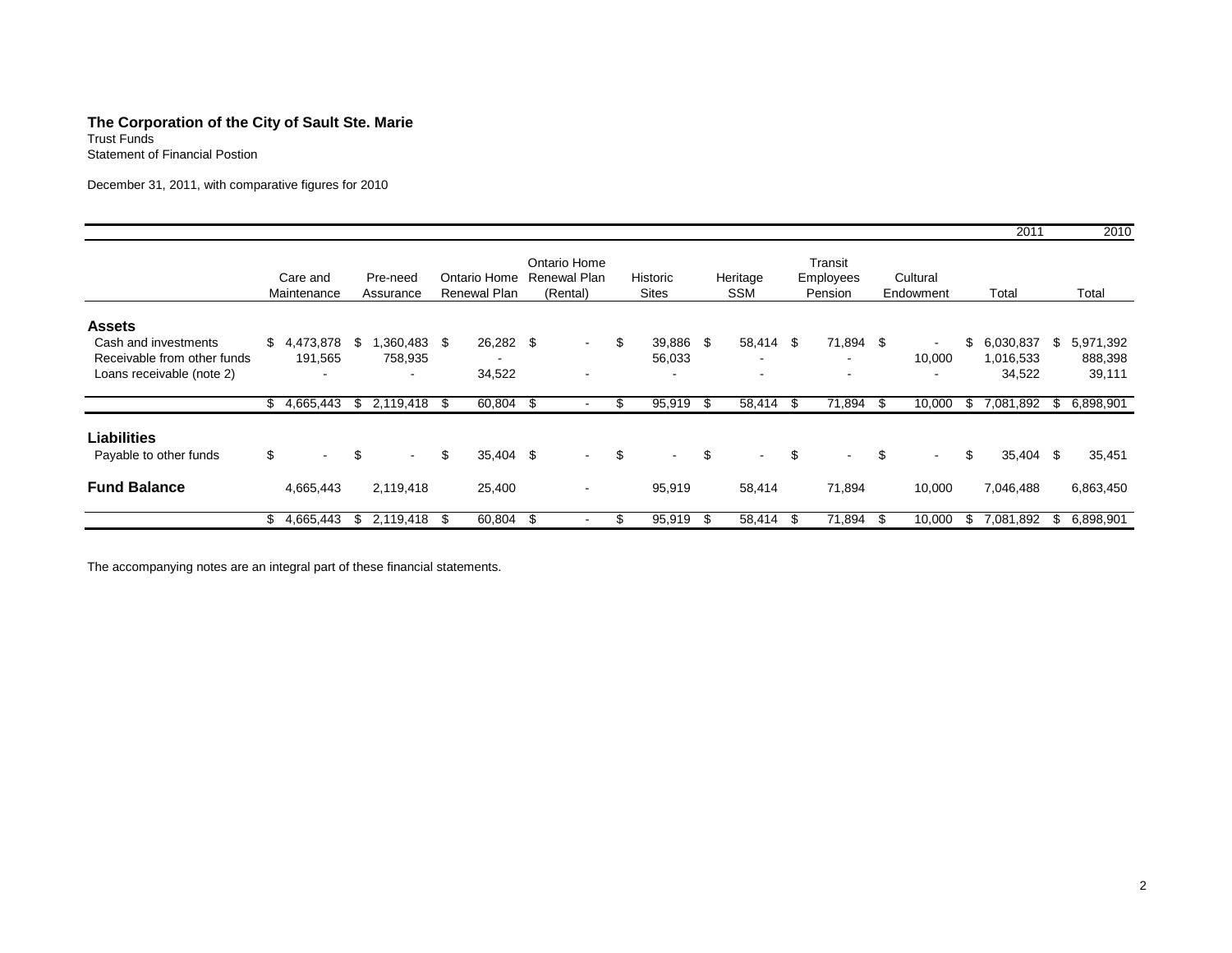**The Corporation of the City of Sault Ste. Marie**
Trust Funds
Statement of Financial Postion

December 31, 2011, with comparative figures for 2010

| | Care and Maintenance | Pre-need Assurance | Ontario Home Renewal Plan | Ontario Home Renewal Plan (Rental) | Historic Sites | Heritage SSM | Transit Employees Pension | Cultural Endowment | 2011 Total | 2010 Total |
|---|---|---|---|---|---|---|---|---|---|---|
| **Assets** | | | | | | | | | | |
| Cash and investments | $ 4,473,878 | $ 1,360,483 | $ 26,282 | $ - | $ 39,886 | $ 58,414 | $ 71,894 | $ - | $ 6,030,837 | $ 5,971,392 |
| Receivable from other funds | 191,565 | 758,935 | - | | 56,033 | - | - | 10,000 | 1,016,533 | 888,398 |
| Loans receivable (note 2) | - | - | 34,522 | - | - | - | - | - | 34,522 | 39,111 |
| | $ 4,665,443 | $ 2,119,418 | $ 60,804 | $ - | $ 95,919 | $ 58,414 | $ 71,894 | $ 10,000 | $ 7,081,892 | $ 6,898,901 |
| **Liabilities** | | | | | | | | | | |
| Payable to other funds | $ - | $ - | $ 35,404 | $ - | $ - | $ - | $ - | $ - | $ 35,404 | $ 35,451 |
| **Fund Balance** | 4,665,443 | 2,119,418 | 25,400 | - | 95,919 | 58,414 | 71,894 | 10,000 | 7,046,488 | 6,863,450 |
| | $ 4,665,443 | $ 2,119,418 | $ 60,804 | $ - | $ 95,919 | $ 58,414 | $ 71,894 | $ 10,000 | $ 7,081,892 | $ 6,898,901 |

The accompanying notes are an integral part of these financial statements.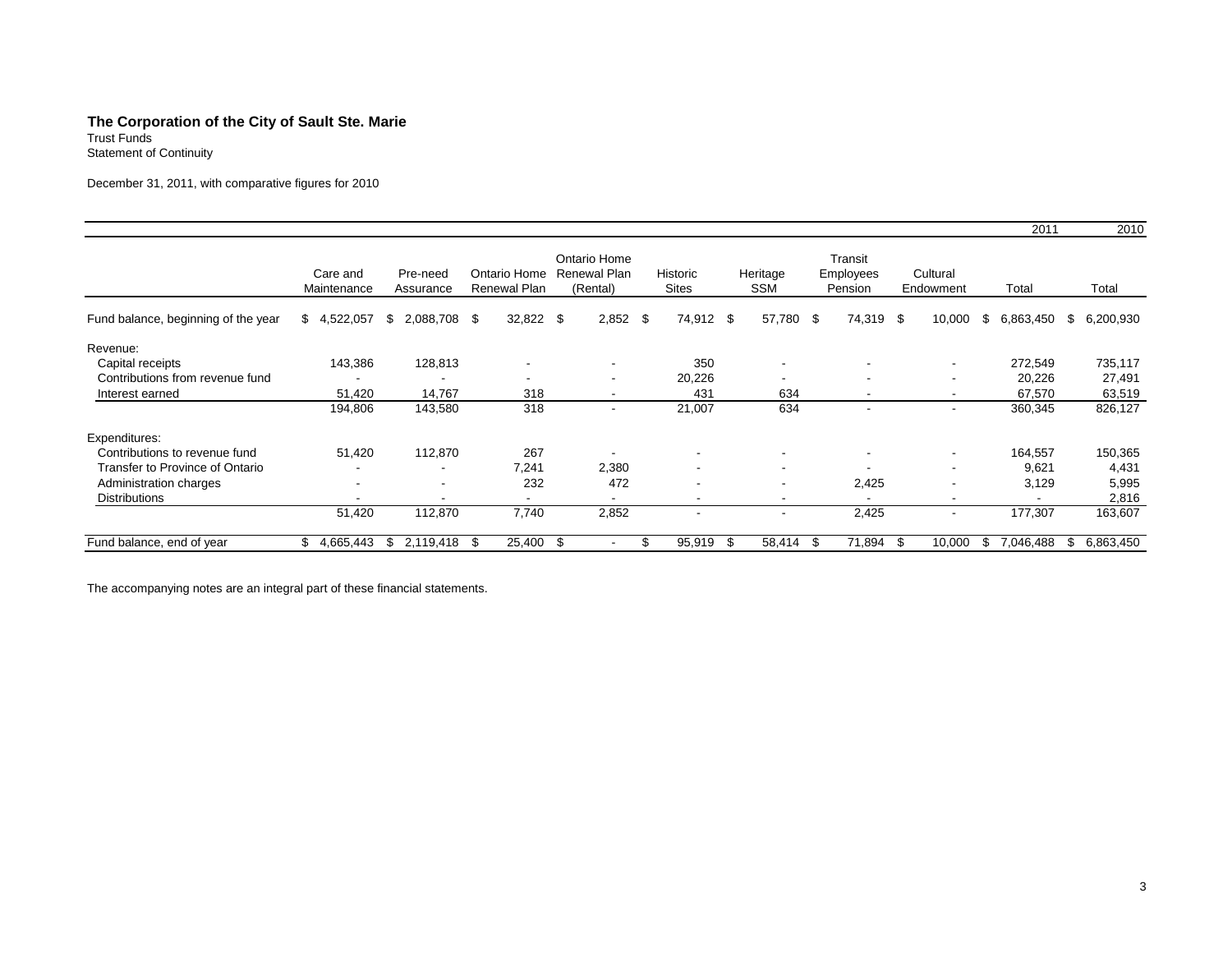**The Corporation of the City of Sault Ste. Marie**
Trust Funds
Statement of Continuity

December 31, 2011, with comparative figures for 2010

| | Care and Maintenance | Pre-need Assurance | Ontario Home Renewal Plan | Ontario Home Renewal Plan (Rental) | Historic Sites | Heritage SSM | Transit Employees Pension | Cultural Endowment | 2011 Total | 2010 Total |
|---|---|---|---|---|---|---|---|---|---|---|
| Fund balance, beginning of the year | $ 4,522,057 | $ 2,088,708 | $ 32,822 | $ 2,852 | $ 74,912 | $ 57,780 | $ 74,319 | $ 10,000 | $ 6,863,450 | $ 6,200,930 |
| Revenue: | | | | | | | | | | |
| Capital receipts | 143,386 | 128,813 | - | - | 350 | - | - | - | 272,549 | 735,117 |
| Contributions from revenue fund | - | - | - | - | 20,226 | - | - | - | 20,226 | 27,491 |
| Interest earned | 51,420 | 14,767 | 318 | - | 431 | 634 | - | - | 67,570 | 63,519 |
| | 194,806 | 143,580 | 318 | - | 21,007 | 634 | - | - | 360,345 | 826,127 |
| Expenditures: | | | | | | | | | | |
| Contributions to revenue fund | 51,420 | 112,870 | 267 | - | - | - | - | - | 164,557 | 150,365 |
| Transfer to Province of Ontario | - | - | 7,241 | 2,380 | - | - | - | - | 9,621 | 4,431 |
| Administration charges | - | - | 232 | 472 | - | - | 2,425 | - | 3,129 | 5,995 |
| Distributions | - | - | - | - | - | - | - | - | - | 2,816 |
| | 51,420 | 112,870 | 7,740 | 2,852 | - | - | 2,425 | - | 177,307 | 163,607 |
| Fund balance, end of year | $ 4,665,443 | $ 2,119,418 | $ 25,400 | $ - | $ 95,919 | $ 58,414 | $ 71,894 | $ 10,000 | $ 7,046,488 | $ 6,863,450 |

The accompanying notes are an integral part of these financial statements.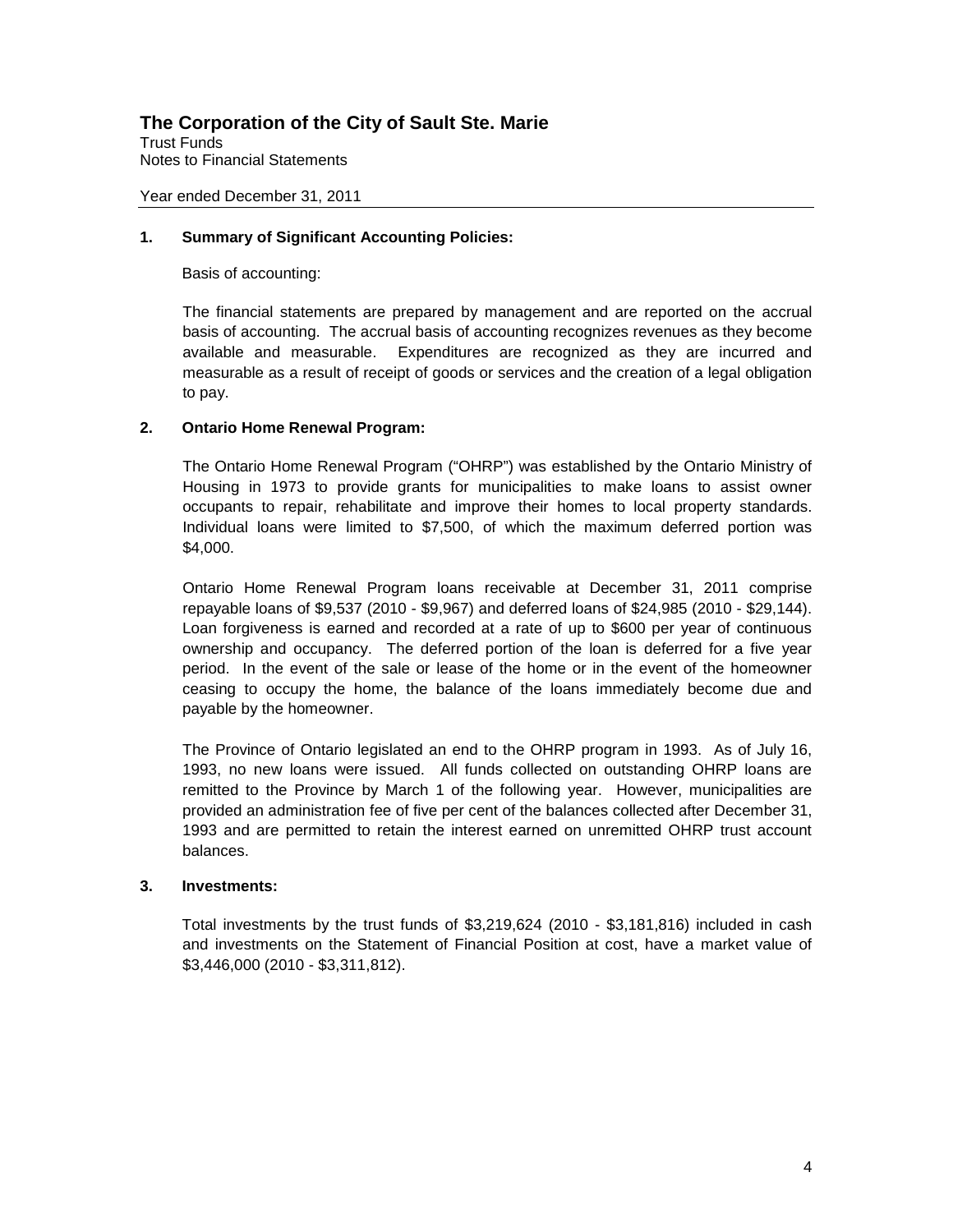# The Corporation of the City of Sault Ste. Marie

Trust Funds
Notes to Financial Statements

Year ended December 31, 2011

---

### 1. Summary of Significant Accounting Policies:

Basis of accounting:

The financial statements are prepared by management and are reported on the accrual basis of accounting. The accrual basis of accounting recognizes revenues as they become available and measurable. Expenditures are recognized as they are incurred and measurable as a result of receipt of goods or services and the creation of a legal obligation to pay.

### 2. Ontario Home Renewal Program:

The Ontario Home Renewal Program ("OHRP") was established by the Ontario Ministry of Housing in 1973 to provide grants for municipalities to make loans to assist owner occupants to repair, rehabilitate and improve their homes to local property standards. Individual loans were limited to $7,500, of which the maximum deferred portion was $4,000.

Ontario Home Renewal Program loans receivable at December 31, 2011 comprise repayable loans of $9,537 (2010 - $9,967) and deferred loans of $24,985 (2010 - $29,144). Loan forgiveness is earned and recorded at a rate of up to $600 per year of continuous ownership and occupancy. The deferred portion of the loan is deferred for a five year period. In the event of the sale or lease of the home or in the event of the homeowner ceasing to occupy the home, the balance of the loans immediately become due and payable by the homeowner.

The Province of Ontario legislated an end to the OHRP program in 1993. As of July 16, 1993, no new loans were issued. All funds collected on outstanding OHRP loans are remitted to the Province by March 1 of the following year. However, municipalities are provided an administration fee of five per cent of the balances collected after December 31, 1993 and are permitted to retain the interest earned on unremitted OHRP trust account balances.

### 3. Investments:

Total investments by the trust funds of $3,219,624 (2010 - $3,181,816) included in cash and investments on the Statement of Financial Position at cost, have a market value of $3,446,000 (2010 - $3,311,812).